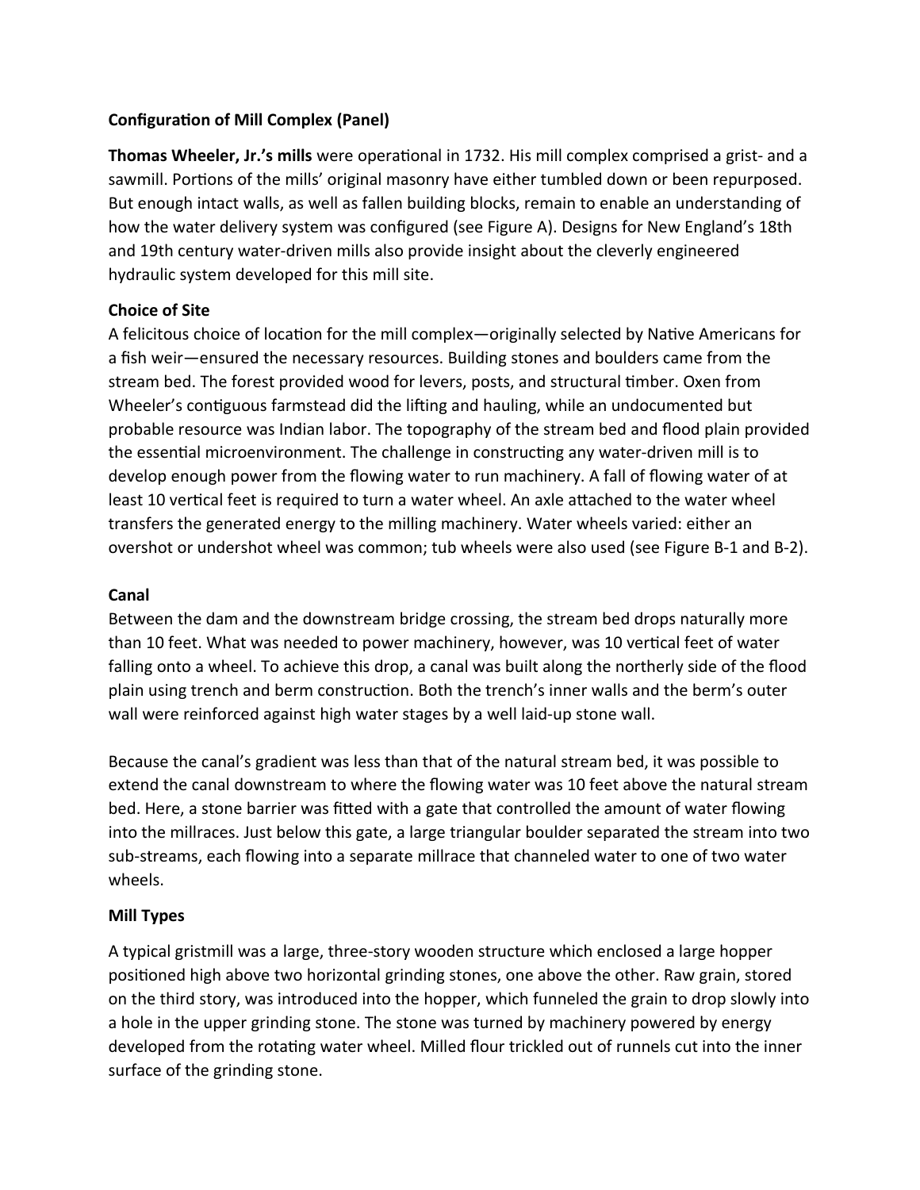**Configuration of Mill Complex (Panel)**

**Thomas Wheeler, Jr.'s mills** were operational in 1732. His mill complex comprised a grist- and a sawmill. Portions of the mills' original masonry have either tumbled down or been repurposed. But enough intact walls, as well as fallen building blocks, remain to enable an understanding of how the water delivery system was configured (see Figure A). Designs for New England's 18th and 19th century water-driven mills also provide insight about the cleverly engineered hydraulic system developed for this mill site.

**Choice of Site**

A felicitous choice of location for the mill complex—originally selected by Native Americans for a fish weir—ensured the necessary resources. Building stones and boulders came from the stream bed. The forest provided wood for levers, posts, and structural timber. Oxen from Wheeler's contiguous farmstead did the lifting and hauling, while an undocumented but probable resource was Indian labor. The topography of the stream bed and flood plain provided the essential microenvironment. The challenge in constructing any water-driven mill is to develop enough power from the flowing water to run machinery. A fall of flowing water of at least 10 vertical feet is required to turn a water wheel. An axle attached to the water wheel transfers the generated energy to the milling machinery. Water wheels varied: either an overshot or undershot wheel was common; tub wheels were also used (see Figure B-1 and B-2).

**Canal**

Between the dam and the downstream bridge crossing, the stream bed drops naturally more than 10 feet. What was needed to power machinery, however, was 10 vertical feet of water falling onto a wheel. To achieve this drop, a canal was built along the northerly side of the flood plain using trench and berm construction. Both the trench's inner walls and the berm's outer wall were reinforced against high water stages by a well laid-up stone wall.

Because the canal's gradient was less than that of the natural stream bed, it was possible to extend the canal downstream to where the flowing water was 10 feet above the natural stream bed. Here, a stone barrier was fitted with a gate that controlled the amount of water flowing into the millraces. Just below this gate, a large triangular boulder separated the stream into two sub-streams, each flowing into a separate millrace that channeled water to one of two water wheels.

**Mill Types**

A typical gristmill was a large, three-story wooden structure which enclosed a large hopper positioned high above two horizontal grinding stones, one above the other. Raw grain, stored on the third story, was introduced into the hopper, which funneled the grain to drop slowly into a hole in the upper grinding stone. The stone was turned by machinery powered by energy developed from the rotating water wheel. Milled flour trickled out of runnels cut into the inner surface of the grinding stone.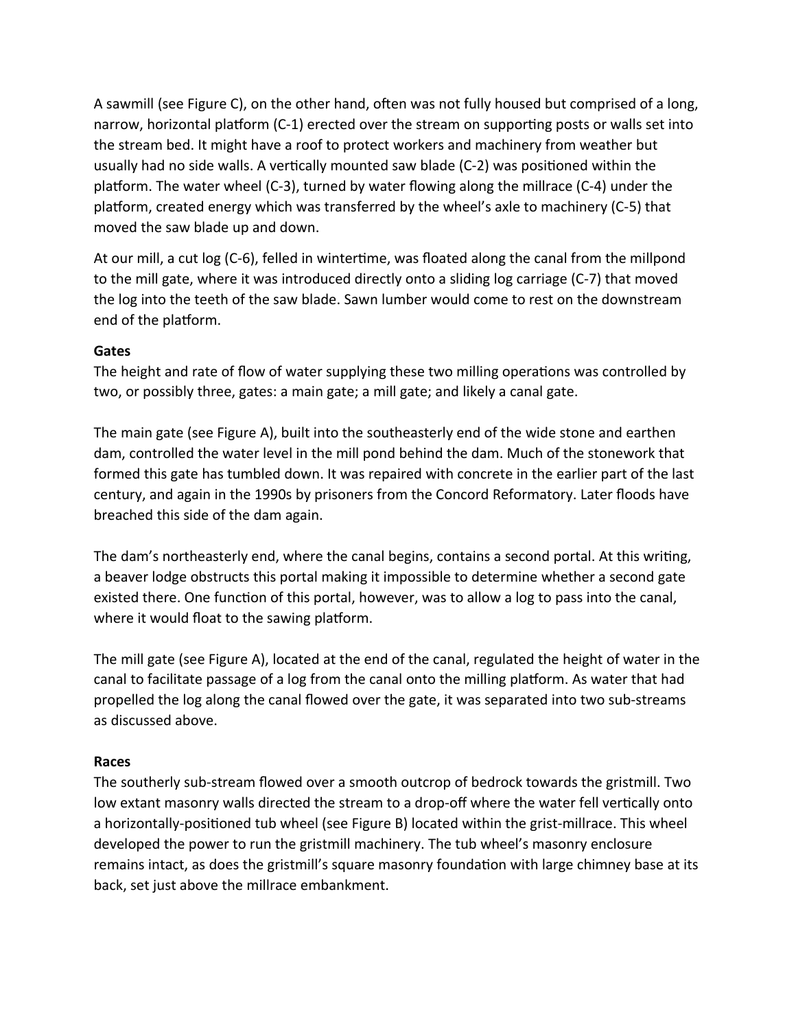A sawmill (see Figure C), on the other hand, often was not fully housed but comprised of a long, narrow, horizontal platform (C-1) erected over the stream on supporting posts or walls set into the stream bed. It might have a roof to protect workers and machinery from weather but usually had no side walls. A vertically mounted saw blade (C-2) was positioned within the platform. The water wheel (C-3), turned by water flowing along the millrace (C-4) under the platform, created energy which was transferred by the wheel's axle to machinery (C-5) that moved the saw blade up and down.

At our mill, a cut log (C-6), felled in wintertime, was floated along the canal from the millpond to the mill gate, where it was introduced directly onto a sliding log carriage (C-7) that moved the log into the teeth of the saw blade. Sawn lumber would come to rest on the downstream end of the platform.

**Gates**

The height and rate of flow of water supplying these two milling operations was controlled by two, or possibly three, gates: a main gate; a mill gate; and likely a canal gate.

The main gate (see Figure A), built into the southeasterly end of the wide stone and earthen dam, controlled the water level in the mill pond behind the dam. Much of the stonework that formed this gate has tumbled down. It was repaired with concrete in the earlier part of the last century, and again in the 1990s by prisoners from the Concord Reformatory. Later floods have breached this side of the dam again.

The dam's northeasterly end, where the canal begins, contains a second portal. At this writing, a beaver lodge obstructs this portal making it impossible to determine whether a second gate existed there. One function of this portal, however, was to allow a log to pass into the canal, where it would float to the sawing platform.

The mill gate (see Figure A), located at the end of the canal, regulated the height of water in the canal to facilitate passage of a log from the canal onto the milling platform. As water that had propelled the log along the canal flowed over the gate, it was separated into two sub-streams as discussed above.

**Races**

The southerly sub-stream flowed over a smooth outcrop of bedrock towards the gristmill. Two low extant masonry walls directed the stream to a drop-off where the water fell vertically onto a horizontally-positioned tub wheel (see Figure B) located within the grist-millrace. This wheel developed the power to run the gristmill machinery. The tub wheel's masonry enclosure remains intact, as does the gristmill's square masonry foundation with large chimney base at its back, set just above the millrace embankment.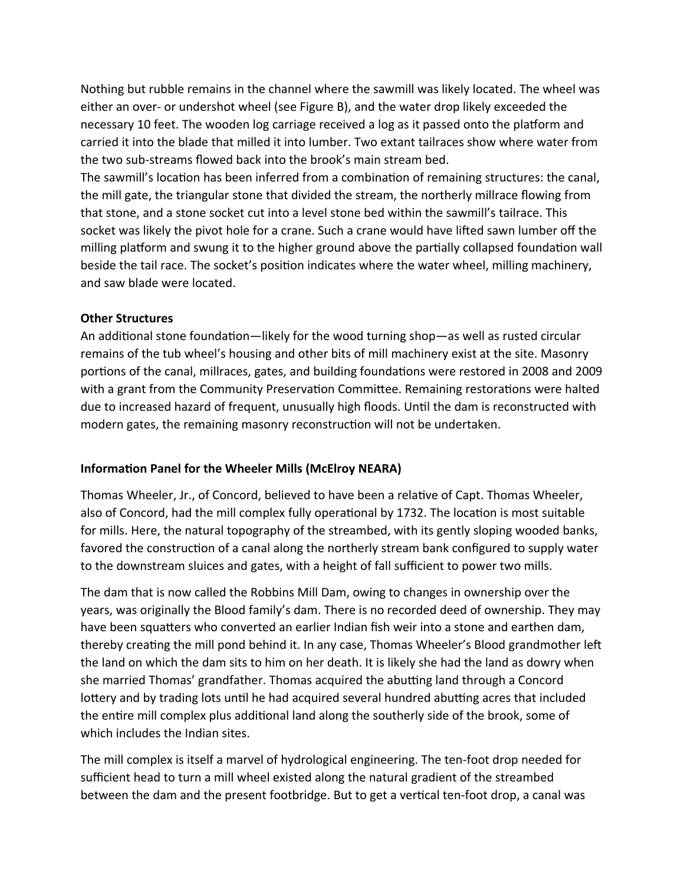Nothing but rubble remains in the channel where the sawmill was likely located. The wheel was either an over- or undershot wheel (see Figure B), and the water drop likely exceeded the necessary 10 feet. The wooden log carriage received a log as it passed onto the platform and carried it into the blade that milled it into lumber. Two extant tailraces show where water from the two sub-streams flowed back into the brook's main stream bed.
The sawmill's location has been inferred from a combination of remaining structures: the canal, the mill gate, the triangular stone that divided the stream, the northerly millrace flowing from that stone, and a stone socket cut into a level stone bed within the sawmill's tailrace. This socket was likely the pivot hole for a crane. Such a crane would have lifted sawn lumber off the milling platform and swung it to the higher ground above the partially collapsed foundation wall beside the tail race. The socket's position indicates where the water wheel, milling machinery, and saw blade were located.

**Other Structures**

An additional stone foundation—likely for the wood turning shop—as well as rusted circular remains of the tub wheel's housing and other bits of mill machinery exist at the site. Masonry portions of the canal, millraces, gates, and building foundations were restored in 2008 and 2009 with a grant from the Community Preservation Committee. Remaining restorations were halted due to increased hazard of frequent, unusually high floods. Until the dam is reconstructed with modern gates, the remaining masonry reconstruction will not be undertaken.

**Information Panel for the Wheeler Mills (McElroy NEARA)**

Thomas Wheeler, Jr., of Concord, believed to have been a relative of Capt. Thomas Wheeler, also of Concord, had the mill complex fully operational by 1732. The location is most suitable for mills. Here, the natural topography of the streambed, with its gently sloping wooded banks, favored the construction of a canal along the northerly stream bank configured to supply water to the downstream sluices and gates, with a height of fall sufficient to power two mills.

The dam that is now called the Robbins Mill Dam, owing to changes in ownership over the years, was originally the Blood family's dam. There is no recorded deed of ownership. They may have been squatters who converted an earlier Indian fish weir into a stone and earthen dam, thereby creating the mill pond behind it. In any case, Thomas Wheeler's Blood grandmother left the land on which the dam sits to him on her death. It is likely she had the land as dowry when she married Thomas' grandfather. Thomas acquired the abutting land through a Concord lottery and by trading lots until he had acquired several hundred abutting acres that included the entire mill complex plus additional land along the southerly side of the brook, some of which includes the Indian sites.

The mill complex is itself a marvel of hydrological engineering. The ten-foot drop needed for sufficient head to turn a mill wheel existed along the natural gradient of the streambed between the dam and the present footbridge. But to get a vertical ten-foot drop, a canal was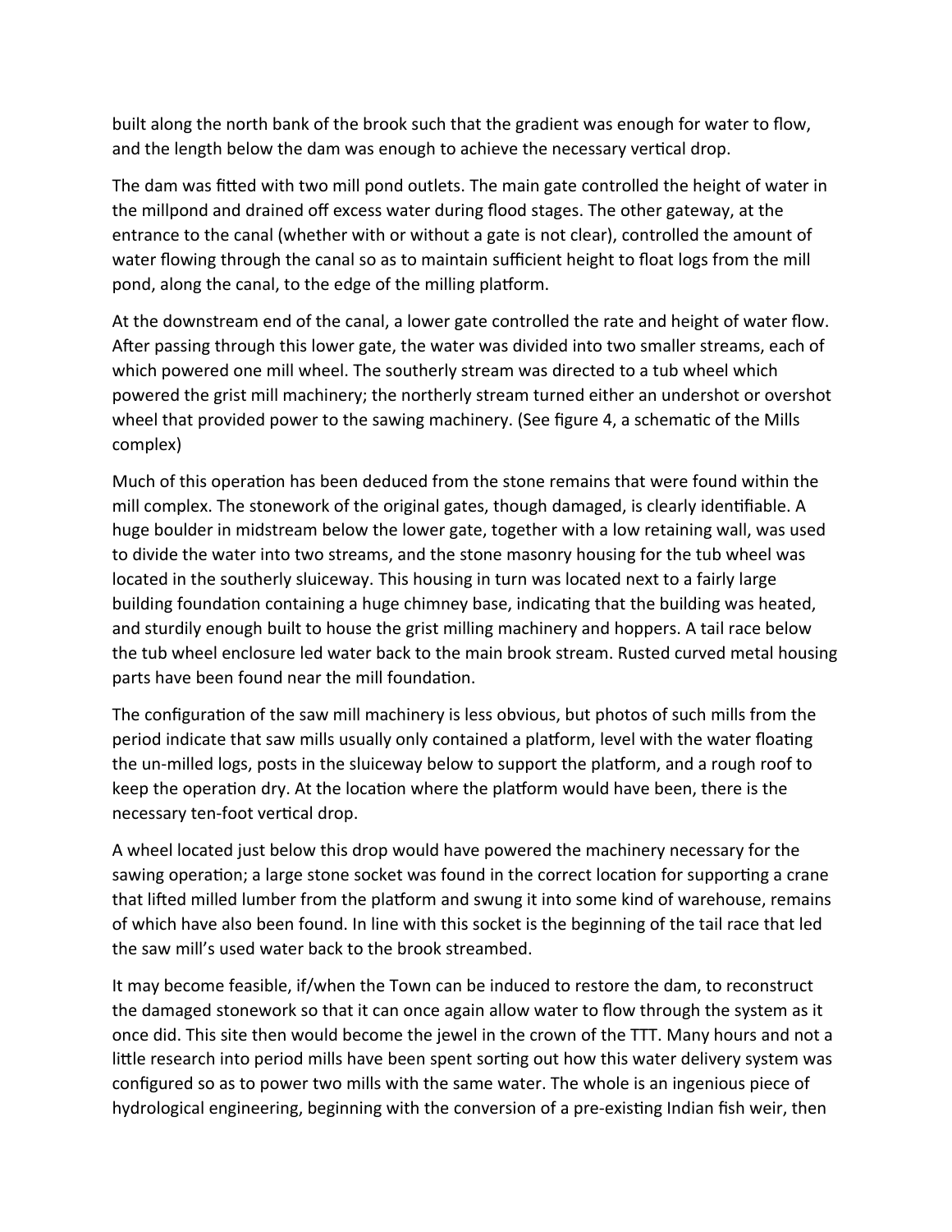built along the north bank of the brook such that the gradient was enough for water to flow, and the length below the dam was enough to achieve the necessary vertical drop.

The dam was fitted with two mill pond outlets. The main gate controlled the height of water in the millpond and drained off excess water during flood stages. The other gateway, at the entrance to the canal (whether with or without a gate is not clear), controlled the amount of water flowing through the canal so as to maintain sufficient height to float logs from the mill pond, along the canal, to the edge of the milling platform.

At the downstream end of the canal, a lower gate controlled the rate and height of water flow. After passing through this lower gate, the water was divided into two smaller streams, each of which powered one mill wheel. The southerly stream was directed to a tub wheel which powered the grist mill machinery; the northerly stream turned either an undershot or overshot wheel that provided power to the sawing machinery. (See figure 4, a schematic of the Mills complex)

Much of this operation has been deduced from the stone remains that were found within the mill complex. The stonework of the original gates, though damaged, is clearly identifiable. A huge boulder in midstream below the lower gate, together with a low retaining wall, was used to divide the water into two streams, and the stone masonry housing for the tub wheel was located in the southerly sluiceway. This housing in turn was located next to a fairly large building foundation containing a huge chimney base, indicating that the building was heated, and sturdily enough built to house the grist milling machinery and hoppers. A tail race below the tub wheel enclosure led water back to the main brook stream. Rusted curved metal housing parts have been found near the mill foundation.

The configuration of the saw mill machinery is less obvious, but photos of such mills from the period indicate that saw mills usually only contained a platform, level with the water floating the un-milled logs, posts in the sluiceway below to support the platform, and a rough roof to keep the operation dry. At the location where the platform would have been, there is the necessary ten-foot vertical drop.

A wheel located just below this drop would have powered the machinery necessary for the sawing operation; a large stone socket was found in the correct location for supporting a crane that lifted milled lumber from the platform and swung it into some kind of warehouse, remains of which have also been found. In line with this socket is the beginning of the tail race that led the saw mill's used water back to the brook streambed.

It may become feasible, if/when the Town can be induced to restore the dam, to reconstruct the damaged stonework so that it can once again allow water to flow through the system as it once did. This site then would become the jewel in the crown of the TTT. Many hours and not a little research into period mills have been spent sorting out how this water delivery system was configured so as to power two mills with the same water. The whole is an ingenious piece of hydrological engineering, beginning with the conversion of a pre-existing Indian fish weir, then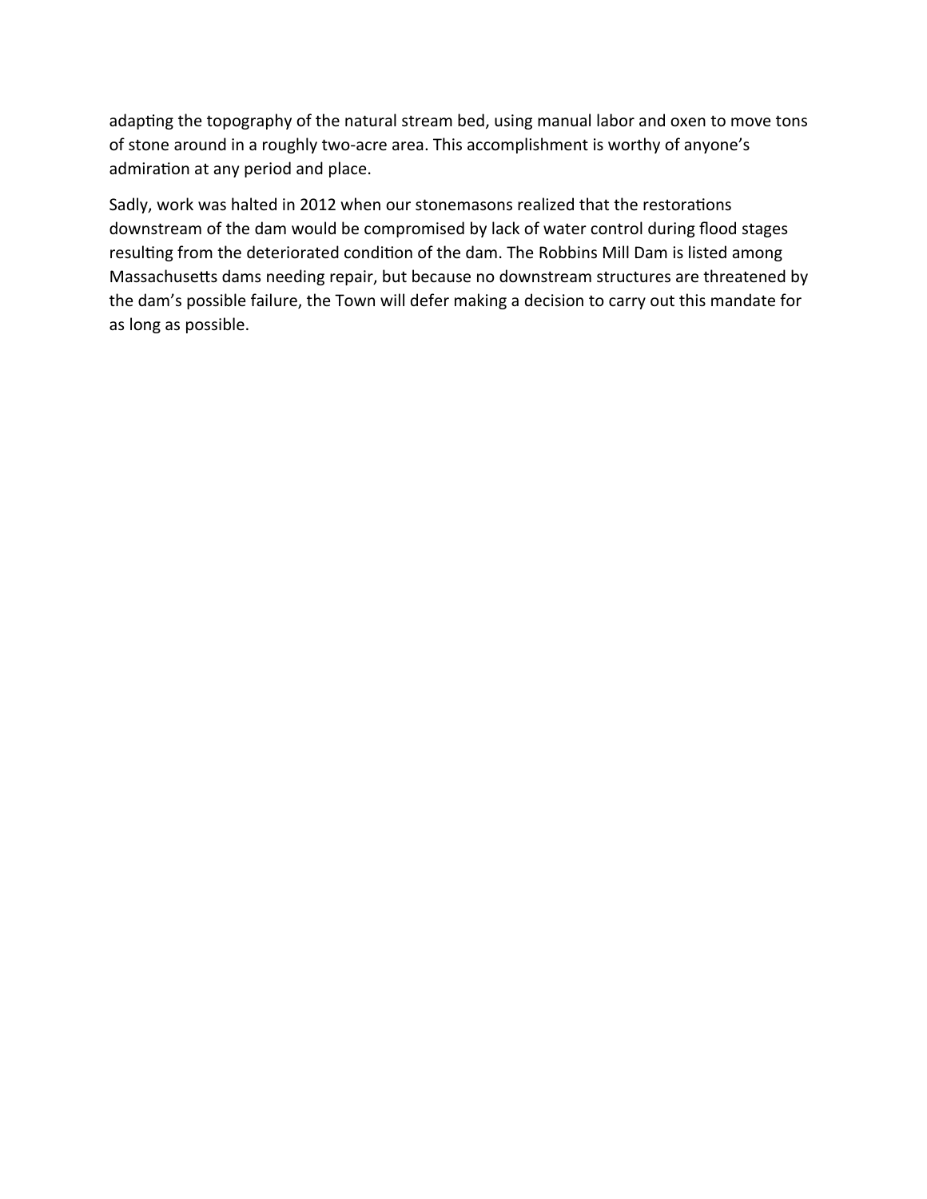adapting the topography of the natural stream bed, using manual labor and oxen to move tons of stone around in a roughly two-acre area. This accomplishment is worthy of anyone's admiration at any period and place.

Sadly, work was halted in 2012 when our stonemasons realized that the restorations downstream of the dam would be compromised by lack of water control during flood stages resulting from the deteriorated condition of the dam. The Robbins Mill Dam is listed among Massachusetts dams needing repair, but because no downstream structures are threatened by the dam's possible failure, the Town will defer making a decision to carry out this mandate for as long as possible.